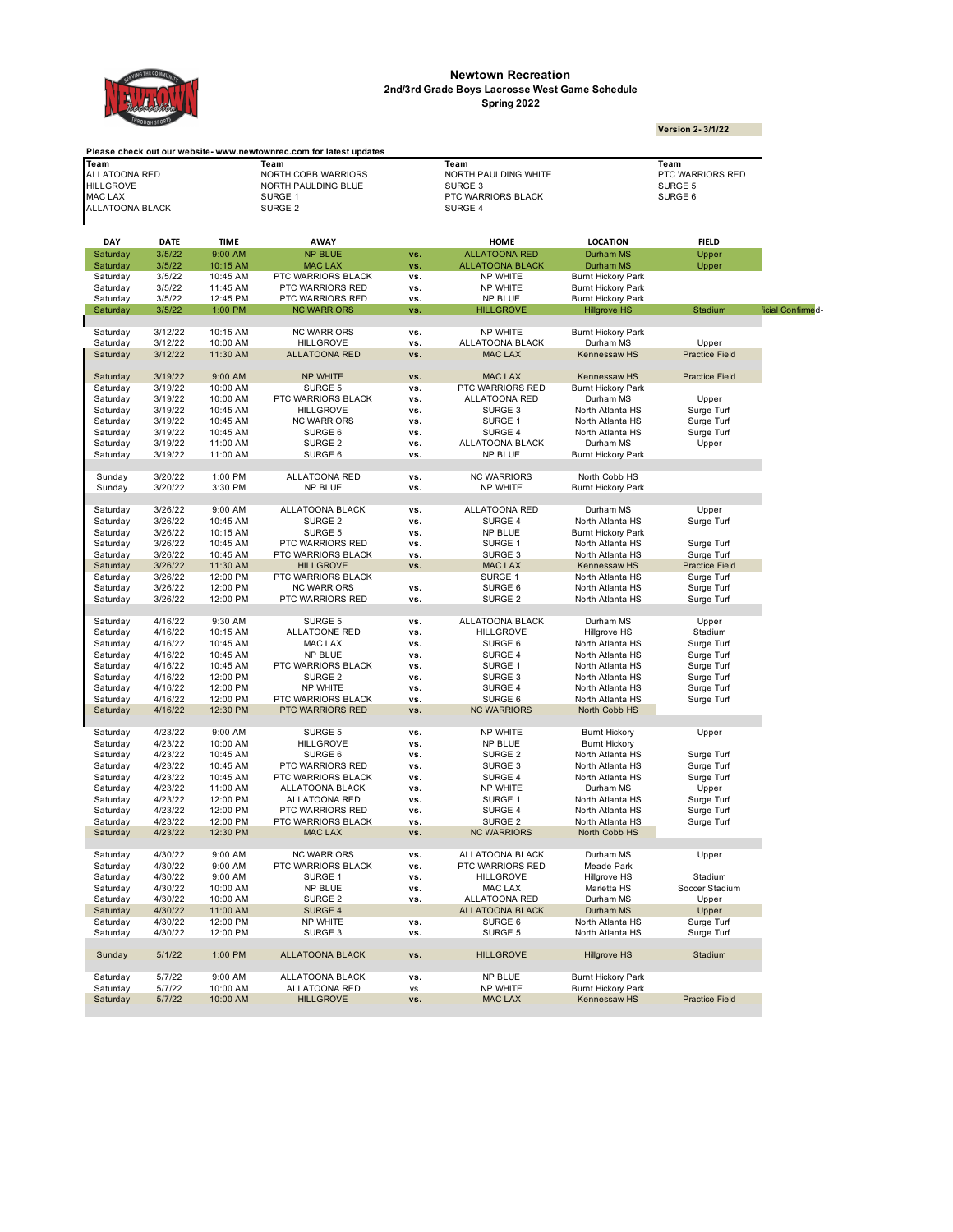# Newtown Recreation

## 2nd/3rd Grade Boys Lacrosse West Game Schedule

## Spring 2022

**Version 2- 3/1/22**

**Please check out our website- www.newtownrec.com for latest updates**

| Team | Team | Team | Team |
|---|---|---|---|
| ALLATOONA RED | NORTH COBB WARRIORS | NORTH PAULDING WHITE | PTC WARRIORS RED |
| HILLGROVE | NORTH PAULDING BLUE | SURGE 3 | SURGE 5 |
| MAC LAX | SURGE 1 | PTC WARRIORS BLACK | SURGE 6 |
| ALLATOONA BLACK | SURGE 2 | SURGE 4 | |

| DAY | DATE | TIME | AWAY | | HOME | LOCATION | FIELD | |
|---|---|---|---|---|---|---|---|---|
| Saturday | 3/5/22 | 9:00 AM | NP BLUE | vs. | ALLATOONA RED | Durham MS | Upper | |
| Saturday | 3/5/22 | 10:15 AM | MAC LAX | vs. | ALLATOONA BLACK | Durham MS | Upper | |
| Saturday | 3/5/22 | 10:45 AM | PTC WARRIORS BLACK | vs. | NP WHITE | Burnt Hickory Park | | |
| Saturday | 3/5/22 | 11:45 AM | PTC WARRIORS RED | vs. | NP WHITE | Burnt Hickory Park | | |
| Saturday | 3/5/22 | 12:45 PM | PTC WARRIORS RED | vs. | NP BLUE | Burnt Hickory Park | | |
| Saturday | 3/5/22 | 1:00 PM | NC WARRIORS | vs. | HILLGROVE | Hillgrove HS | Stadium | icial Confirmed- |
| | | | | | | | | |
| Saturday | 3/12/22 | 10:15 AM | NC WARRIORS | vs. | NP WHITE | Burnt Hickory Park | | |
| Saturday | 3/12/22 | 10:00 AM | HILLGROVE | vs. | ALLATOONA BLACK | Durham MS | Upper | |
| Saturday | 3/12/22 | 11:30 AM | ALLATOONA RED | vs. | MAC LAX | Kennessaw HS | Practice Field | |
| | | | | | | | | |
| Saturday | 3/19/22 | 9:00 AM | NP WHITE | vs. | MAC LAX | Kennessaw HS | Practice Field | |
| Saturday | 3/19/22 | 10:00 AM | SURGE 5 | vs. | PTC WARRIORS RED | Burnt Hickory Park | | |
| Saturday | 3/19/22 | 10:00 AM | PTC WARRIORS BLACK | vs. | ALLATOONA RED | Durham MS | Upper | |
| Saturday | 3/19/22 | 10:45 AM | HILLGROVE | vs. | SURGE 3 | North Atlanta HS | Surge Turf | |
| Saturday | 3/19/22 | 10:45 AM | NC WARRIORS | vs. | SURGE 1 | North Atlanta HS | Surge Turf | |
| Saturday | 3/19/22 | 10:45 AM | SURGE 6 | vs. | SURGE 4 | North Atlanta HS | Surge Turf | |
| Saturday | 3/19/22 | 11:00 AM | SURGE 2 | vs. | ALLATOONA BLACK | Durham MS | Upper | |
| Saturday | 3/19/22 | 11:00 AM | SURGE 6 | vs. | NP BLUE | Burnt Hickory Park | | |
| | | | | | | | | |
| Sunday | 3/20/22 | 1:00 PM | ALLATOONA RED | vs. | NC WARRIORS | North Cobb HS | | |
| Sunday | 3/20/22 | 3:30 PM | NP BLUE | vs. | NP WHITE | Burnt Hickory Park | | |
| | | | | | | | | |
| Saturday | 3/26/22 | 9:00 AM | ALLATOONA BLACK | vs. | ALLATOONA RED | Durham MS | Upper | |
| Saturday | 3/26/22 | 10:45 AM | SURGE 2 | vs. | SURGE 4 | North Atlanta HS | Surge Turf | |
| Saturday | 3/26/22 | 10:15 AM | SURGE 5 | vs. | NP BLUE | Burnt Hickory Park | | |
| Saturday | 3/26/22 | 10:45 AM | PTC WARRIORS RED | vs. | SURGE 1 | North Atlanta HS | Surge Turf | |
| Saturday | 3/26/22 | 10:45 AM | PTC WARRIORS BLACK | vs. | SURGE 3 | North Atlanta HS | Surge Turf | |
| Saturday | 3/26/22 | 11:30 AM | HILLGROVE | vs. | MAC LAX | Kennessaw HS | Practice Field | |
| Saturday | 3/26/22 | 12:00 PM | PTC WARRIORS BLACK | | SURGE 1 | North Atlanta HS | Surge Turf | |
| Saturday | 3/26/22 | 12:00 PM | NC WARRIORS | vs. | SURGE 6 | North Atlanta HS | Surge Turf | |
| Saturday | 3/26/22 | 12:00 PM | PTC WARRIORS RED | vs. | SURGE 2 | North Atlanta HS | Surge Turf | |
| | | | | | | | | |
| Saturday | 4/16/22 | 9:30 AM | SURGE 5 | vs. | ALLATOONA BLACK | Durham MS | Upper | |
| Saturday | 4/16/22 | 10:15 AM | ALLATOONE RED | vs. | HILLGROVE | Hillgrove HS | Stadium | |
| Saturday | 4/16/22 | 10:45 AM | MAC LAX | vs. | SURGE 6 | North Atlanta HS | Surge Turf | |
| Saturday | 4/16/22 | 10:45 AM | NP BLUE | vs. | SURGE 4 | North Atlanta HS | Surge Turf | |
| Saturday | 4/16/22 | 10:45 AM | PTC WARRIORS BLACK | vs. | SURGE 1 | North Atlanta HS | Surge Turf | |
| Saturday | 4/16/22 | 12:00 PM | SURGE 2 | vs. | SURGE 3 | North Atlanta HS | Surge Turf | |
| Saturday | 4/16/22 | 12:00 PM | NP WHITE | vs. | SURGE 4 | North Atlanta HS | Surge Turf | |
| Saturday | 4/16/22 | 12:00 PM | PTC WARRIORS BLACK | vs. | SURGE 6 | North Atlanta HS | Surge Turf | |
| Saturday | 4/16/22 | 12:30 PM | PTC WARRIORS RED | vs. | NC WARRIORS | North Cobb HS | | |
| | | | | | | | | |
| Saturday | 4/23/22 | 9:00 AM | SURGE 5 | vs. | NP WHITE | Burnt Hickory | Upper | |
| Saturday | 4/23/22 | 10:00 AM | HILLGROVE | vs. | NP BLUE | Burnt Hickory | | |
| Saturday | 4/23/22 | 10:45 AM | SURGE 6 | vs. | SURGE 2 | North Atlanta HS | Surge Turf | |
| Saturday | 4/23/22 | 10:45 AM | PTC WARRIORS RED | vs. | SURGE 3 | North Atlanta HS | Surge Turf | |
| Saturday | 4/23/22 | 10:45 AM | PTC WARRIORS BLACK | vs. | SURGE 4 | North Atlanta HS | Surge Turf | |
| Saturday | 4/23/22 | 11:00 AM | ALLATOONA BLACK | vs. | NP WHITE | Durham MS | Upper | |
| Saturday | 4/23/22 | 12:00 PM | ALLATOONA RED | vs. | SURGE 1 | North Atlanta HS | Surge Turf | |
| Saturday | 4/23/22 | 12:00 PM | PTC WARRIORS RED | vs. | SURGE 4 | North Atlanta HS | Surge Turf | |
| Saturday | 4/23/22 | 12:00 PM | PTC WARRIORS BLACK | vs. | SURGE 2 | North Atlanta HS | Surge Turf | |
| Saturday | 4/23/22 | 12:30 PM | MAC LAX | vs. | NC WARRIORS | North Cobb HS | | |
| | | | | | | | | |
| Saturday | 4/30/22 | 9:00 AM | NC WARRIORS | vs. | ALLATOONA BLACK | Durham MS | Upper | |
| Saturday | 4/30/22 | 9:00 AM | PTC WARRIORS BLACK | vs. | PTC WARRIORS RED | Meade Park | | |
| Saturday | 4/30/22 | 9:00 AM | SURGE 1 | vs. | HILLGROVE | Hillgrove HS | Stadium | |
| Saturday | 4/30/22 | 10:00 AM | NP BLUE | vs. | MAC LAX | Marietta HS | Soccer Stadium | |
| Saturday | 4/30/22 | 10:00 AM | SURGE 2 | vs. | ALLATOONA RED | Durham MS | Upper | |
| Saturday | 4/30/22 | 11:00 AM | SURGE 4 | | ALLATOONA BLACK | Durham MS | Upper | |
| Saturday | 4/30/22 | 12:00 PM | NP WHITE | vs. | SURGE 6 | North Atlanta HS | Surge Turf | |
| Saturday | 4/30/22 | 12:00 PM | SURGE 3 | vs. | SURGE 5 | North Atlanta HS | Surge Turf | |
| | | | | | | | | |
| Sunday | 5/1/22 | 1:00 PM | ALLATOONA BLACK | vs. | HILLGROVE | Hillgrove HS | Stadium | |
| | | | | | | | | |
| Saturday | 5/7/22 | 9:00 AM | ALLATOONA BLACK | vs. | NP BLUE | Burnt Hickory Park | | |
| Saturday | 5/7/22 | 10:00 AM | ALLATOONA RED | vs. | NP WHITE | Burnt Hickory Park | | |
| Saturday | 5/7/22 | 10:00 AM | HILLGROVE | vs. | MAC LAX | Kennessaw HS | Practice Field | |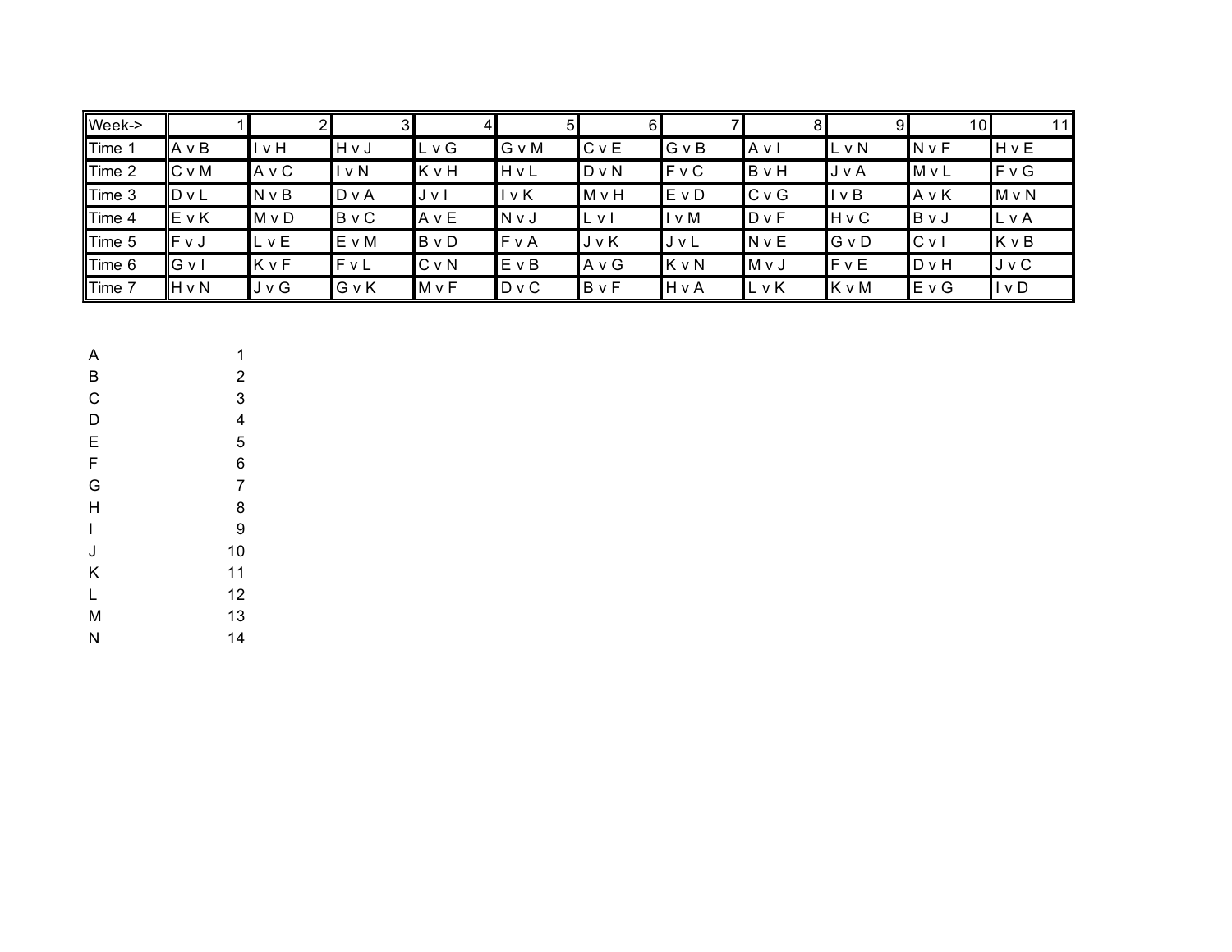| Week-> | 1 | 2 | 3 | 4 | 5 | 6 | 7 | 8 | 9 | 10 | 11 |
|---|---|---|---|---|---|---|---|---|---|---|---|
| Time 1 | A v B | I v H | H v J | L v G | G v M | C v E | G v B | A v I | L v N | N v F | H v E |
| Time 2 | C v M | A v C | I v N | K v H | H v L | D v N | F v C | B v H | J v A | M v L | F v G |
| Time 3 | D v L | N v B | D v A | J v I | I v K | M v H | E v D | C v G | I v B | A v K | M v N |
| Time 4 | E v K | M v D | B v C | A v E | N v J | L v I | I v M | D v F | H v C | B v J | L v A |
| Time 5 | F v J | L v E | E v M | B v D | F v A | J v K | J v L | N v E | G v D | C v I | K v B |
| Time 6 | G v I | K v F | F v L | C v N | E v B | A v G | K v N | M v J | F v E | D v H | J v C |
| Time 7 | H v N | J v G | G v K | M v F | D v C | B v F | H v A | L v K | K v M | E v G | I v D |

| | |
|---|---|
| A | 1 |
| B | 2 |
| C | 3 |
| D | 4 |
| E | 5 |
| F | 6 |
| G | 7 |
| H | 8 |
| I | 9 |
| J | 10 |
| K | 11 |
| L | 12 |
| M | 13 |
| N | 14 |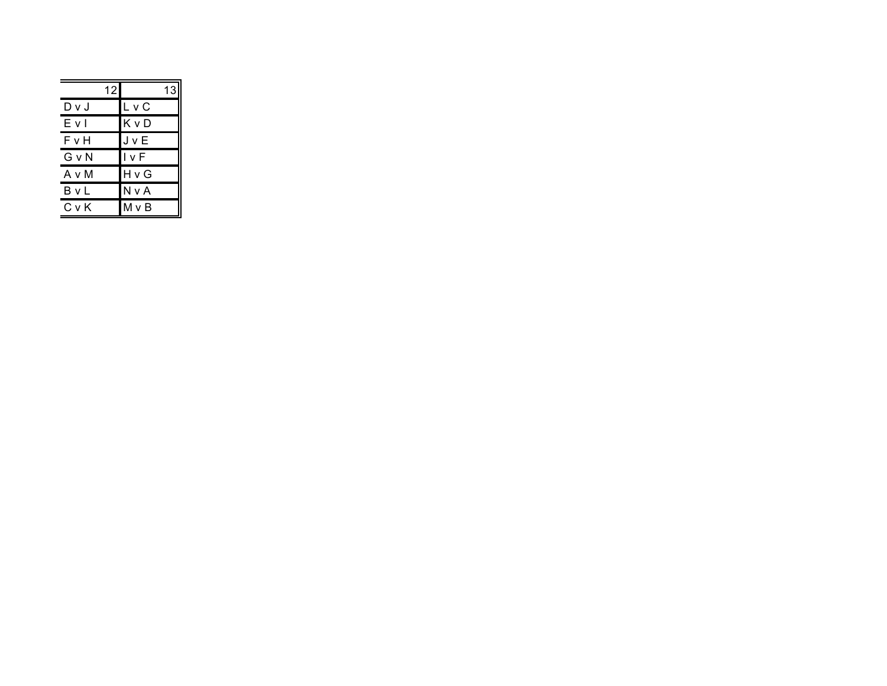| 12 | 13 |
|---|---|
| D v J | L v C |
| E v I | K v D |
| F v H | J v E |
| G v N | I v F |
| A v M | H v G |
| B v L | N v A |
| C v K | M v B |